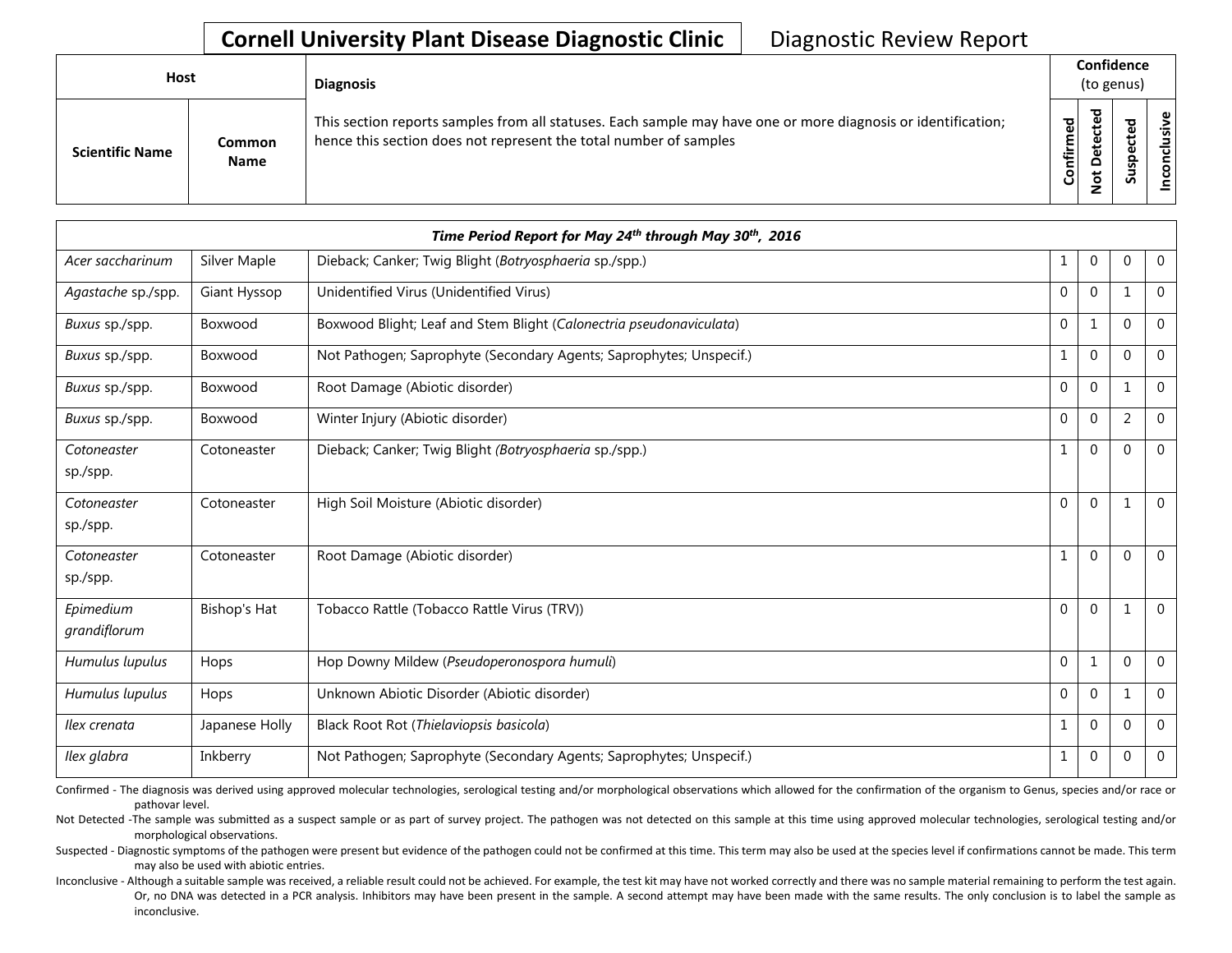# Cornell University Plant Disease Diagnostic Clinic

Diagnostic Review Report

| Host | | Diagnosis | Confidence (to genus) | | | |
|---|---|---|---|---|---|---|
| Scientific Name | Common Name | This section reports samples from all statuses. Each sample may have one or more diagnosis or identification; hence this section does not represent the total number of samples | Confirmed | Not Detected | Suspected | Inconclusive |

| *Time Period Report for May 24th through May 30th, 2016* | | | | | | |
|---|---|---|---|---|---|---|
| *Acer saccharinum* | Silver Maple | Dieback; Canker; Twig Blight (*Botryosphaeria* sp./spp.) | 1 | 0 | 0 | 0 |
| *Agastache* sp./spp. | Giant Hyssop | Unidentified Virus (Unidentified Virus) | 0 | 0 | 1 | 0 |
| *Buxus* sp./spp. | Boxwood | Boxwood Blight; Leaf and Stem Blight (*Calonectria pseudonaviculata*) | 0 | 1 | 0 | 0 |
| *Buxus* sp./spp. | Boxwood | Not Pathogen; Saprophyte (Secondary Agents; Saprophytes; Unspecif.) | 1 | 0 | 0 | 0 |
| *Buxus* sp./spp. | Boxwood | Root Damage (Abiotic disorder) | 0 | 0 | 1 | 0 |
| *Buxus* sp./spp. | Boxwood | Winter Injury (Abiotic disorder) | 0 | 0 | 2 | 0 |
| *Cotoneaster* sp./spp. | Cotoneaster | Dieback; Canker; Twig Blight (*Botryosphaeria* sp./spp.) | 1 | 0 | 0 | 0 |
| *Cotoneaster* sp./spp. | Cotoneaster | High Soil Moisture (Abiotic disorder) | 0 | 0 | 1 | 0 |
| *Cotoneaster* sp./spp. | Cotoneaster | Root Damage (Abiotic disorder) | 1 | 0 | 0 | 0 |
| *Epimedium grandiflorum* | Bishop's Hat | Tobacco Rattle (Tobacco Rattle Virus (TRV)) | 0 | 0 | 1 | 0 |
| *Humulus lupulus* | Hops | Hop Downy Mildew (*Pseudoperonospora humuli*) | 0 | 1 | 0 | 0 |
| *Humulus lupulus* | Hops | Unknown Abiotic Disorder (Abiotic disorder) | 0 | 0 | 1 | 0 |
| *Ilex crenata* | Japanese Holly | Black Root Rot (*Thielaviopsis basicola*) | 1 | 0 | 0 | 0 |
| *Ilex glabra* | Inkberry | Not Pathogen; Saprophyte (Secondary Agents; Saprophytes; Unspecif.) | 1 | 0 | 0 | 0 |

Confirmed - The diagnosis was derived using approved molecular technologies, serological testing and/or morphological observations which allowed for the confirmation of the organism to Genus, species and/or race or pathovar level.

Not Detected -The sample was submitted as a suspect sample or as part of survey project. The pathogen was not detected on this sample at this time using approved molecular technologies, serological testing and/or morphological observations.

Suspected - Diagnostic symptoms of the pathogen were present but evidence of the pathogen could not be confirmed at this time. This term may also be used at the species level if confirmations cannot be made. This term may also be used with abiotic entries.

Inconclusive - Although a suitable sample was received, a reliable result could not be achieved. For example, the test kit may have not worked correctly and there was no sample material remaining to perform the test again. Or, no DNA was detected in a PCR analysis. Inhibitors may have been present in the sample. A second attempt may have been made with the same results. The only conclusion is to label the sample as inconclusive.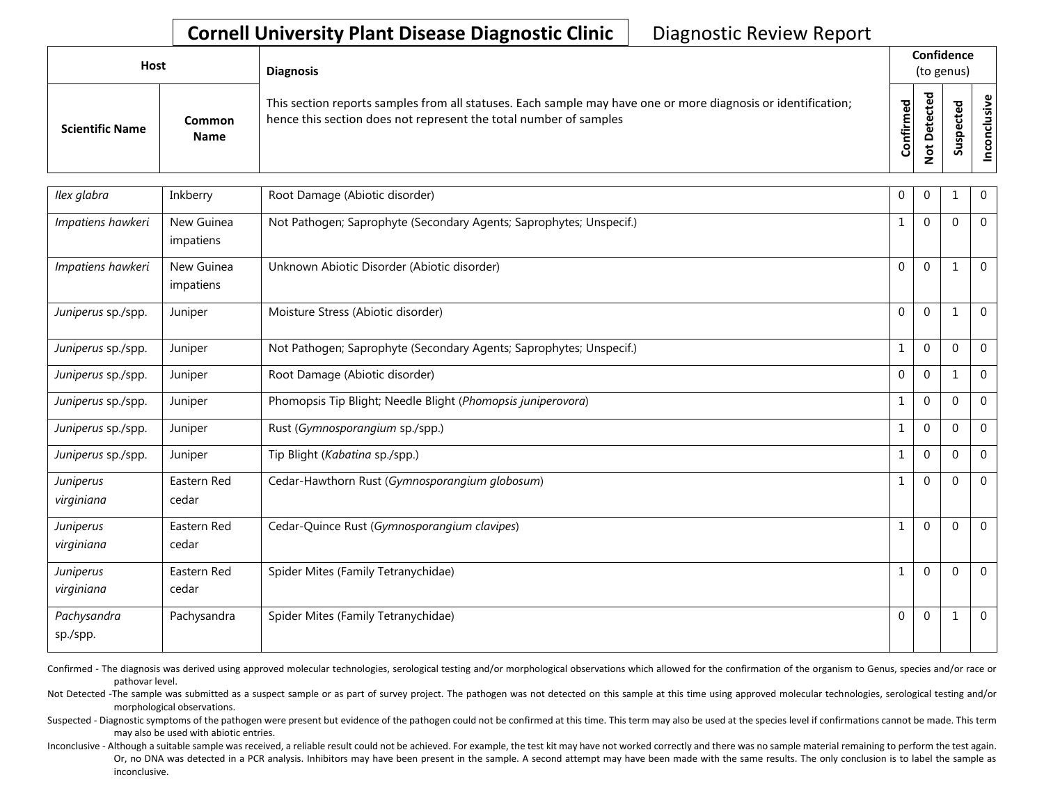# Cornell University Plant Disease Diagnostic Clinic

Diagnostic Review Report

| Host | | Diagnosis | Confidence (to genus) | | | |
|---|---|---|---|---|---|---|
| Scientific Name | Common Name | This section reports samples from all statuses. Each sample may have one or more diagnosis or identification; hence this section does not represent the total number of samples | Confirmed | Not Detected | Suspected | Inconclusive |
| *Ilex glabra* | Inkberry | Root Damage (Abiotic disorder) | 0 | 0 | 1 | 0 |
| *Impatiens hawkeri* | New Guinea impatiens | Not Pathogen; Saprophyte (Secondary Agents; Saprophytes; Unspecif.) | 1 | 0 | 0 | 0 |
| *Impatiens hawkeri* | New Guinea impatiens | Unknown Abiotic Disorder (Abiotic disorder) | 0 | 0 | 1 | 0 |
| *Juniperus* sp./spp. | Juniper | Moisture Stress (Abiotic disorder) | 0 | 0 | 1 | 0 |
| *Juniperus* sp./spp. | Juniper | Not Pathogen; Saprophyte (Secondary Agents; Saprophytes; Unspecif.) | 1 | 0 | 0 | 0 |
| *Juniperus* sp./spp. | Juniper | Root Damage (Abiotic disorder) | 0 | 0 | 1 | 0 |
| *Juniperus* sp./spp. | Juniper | Phomopsis Tip Blight; Needle Blight (*Phomopsis juniperovora*) | 1 | 0 | 0 | 0 |
| *Juniperus* sp./spp. | Juniper | Rust (*Gymnosporangium* sp./spp.) | 1 | 0 | 0 | 0 |
| *Juniperus* sp./spp. | Juniper | Tip Blight (*Kabatina* sp./spp.) | 1 | 0 | 0 | 0 |
| *Juniperus virginiana* | Eastern Red cedar | Cedar-Hawthorn Rust (*Gymnosporangium globosum*) | 1 | 0 | 0 | 0 |
| *Juniperus virginiana* | Eastern Red cedar | Cedar-Quince Rust (*Gymnosporangium clavipes*) | 1 | 0 | 0 | 0 |
| *Juniperus virginiana* | Eastern Red cedar | Spider Mites (Family Tetranychidae) | 1 | 0 | 0 | 0 |
| *Pachysandra* sp./spp. | Pachysandra | Spider Mites (Family Tetranychidae) | 0 | 0 | 1 | 0 |

Confirmed - The diagnosis was derived using approved molecular technologies, serological testing and/or morphological observations which allowed for the confirmation of the organism to Genus, species and/or race or pathovar level.

Not Detected -The sample was submitted as a suspect sample or as part of survey project. The pathogen was not detected on this sample at this time using approved molecular technologies, serological testing and/or morphological observations.

Suspected - Diagnostic symptoms of the pathogen were present but evidence of the pathogen could not be confirmed at this time. This term may also be used at the species level if confirmations cannot be made. This term may also be used with abiotic entries.

Inconclusive - Although a suitable sample was received, a reliable result could not be achieved. For example, the test kit may have not worked correctly and there was no sample material remaining to perform the test again. Or, no DNA was detected in a PCR analysis. Inhibitors may have been present in the sample. A second attempt may have been made with the same results. The only conclusion is to label the sample as inconclusive.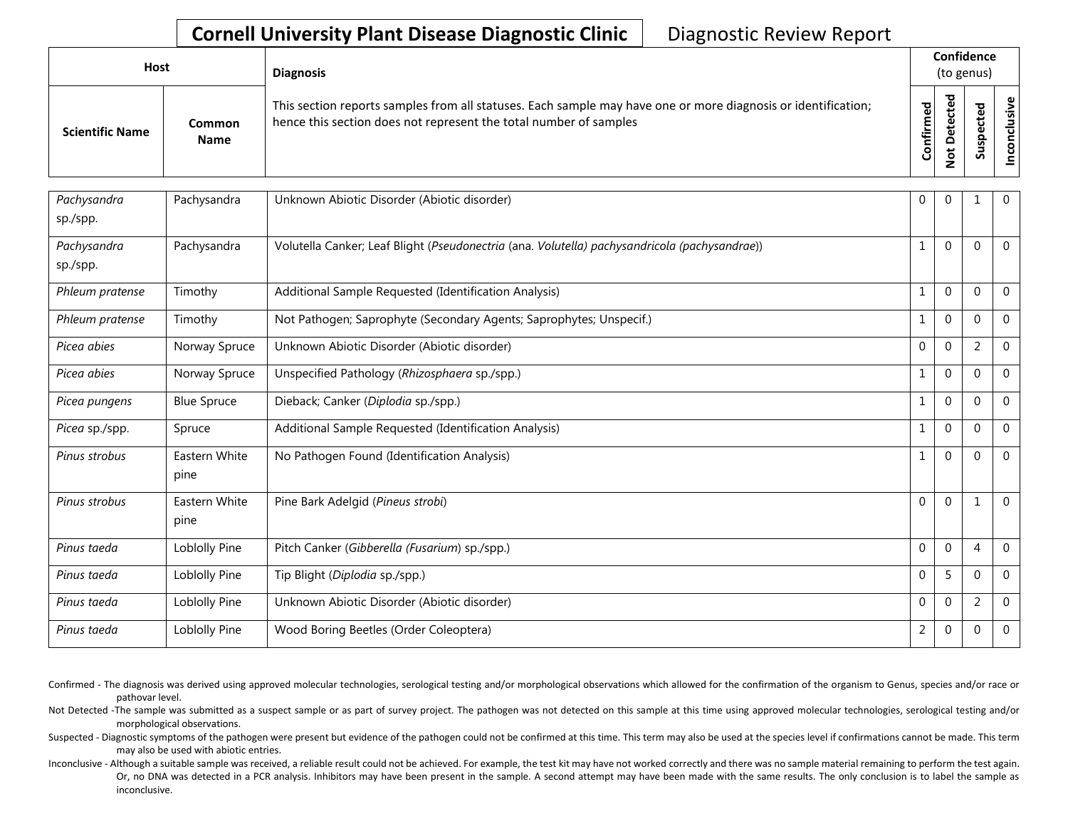# Cornell University Plant Disease Diagnostic Clinic

Diagnostic Review Report

| Host | | Diagnosis | Confidence (to genus) | | | |
|---|---|---|---|---|---|---|
| **Scientific Name** | **Common Name** | This section reports samples from all statuses. Each sample may have one or more diagnosis or identification; hence this section does not represent the total number of samples | **Confirmed** | **Not Detected** | **Suspected** | **Inconclusive** |
| *Pachysandra* sp./spp. | Pachysandra | Unknown Abiotic Disorder (Abiotic disorder) | 0 | 0 | 1 | 0 |
| *Pachysandra* sp./spp. | Pachysandra | Volutella Canker; Leaf Blight (*Pseudonectria* (ana. *Volutella) pachysandricola (pachysandrae)*) | 1 | 0 | 0 | 0 |
| *Phleum pratense* | Timothy | Additional Sample Requested (Identification Analysis) | 1 | 0 | 0 | 0 |
| *Phleum pratense* | Timothy | Not Pathogen; Saprophyte (Secondary Agents; Saprophytes; Unspecif.) | 1 | 0 | 0 | 0 |
| *Picea abies* | Norway Spruce | Unknown Abiotic Disorder (Abiotic disorder) | 0 | 0 | 2 | 0 |
| *Picea abies* | Norway Spruce | Unspecified Pathology (*Rhizosphaera* sp./spp.) | 1 | 0 | 0 | 0 |
| *Picea pungens* | Blue Spruce | Dieback; Canker (*Diplodia* sp./spp.) | 1 | 0 | 0 | 0 |
| *Picea* sp./spp. | Spruce | Additional Sample Requested (Identification Analysis) | 1 | 0 | 0 | 0 |
| *Pinus strobus* | Eastern White pine | No Pathogen Found (Identification Analysis) | 1 | 0 | 0 | 0 |
| *Pinus strobus* | Eastern White pine | Pine Bark Adelgid (*Pineus strobi*) | 0 | 0 | 1 | 0 |
| *Pinus taeda* | Loblolly Pine | Pitch Canker (*Gibberella (Fusarium)* sp./spp.) | 0 | 0 | 4 | 0 |
| *Pinus taeda* | Loblolly Pine | Tip Blight (*Diplodia* sp./spp.) | 0 | 5 | 0 | 0 |
| *Pinus taeda* | Loblolly Pine | Unknown Abiotic Disorder (Abiotic disorder) | 0 | 0 | 2 | 0 |
| *Pinus taeda* | Loblolly Pine | Wood Boring Beetles (Order Coleoptera) | 2 | 0 | 0 | 0 |

Confirmed - The diagnosis was derived using approved molecular technologies, serological testing and/or morphological observations which allowed for the confirmation of the organism to Genus, species and/or race or pathovar level.

Not Detected -The sample was submitted as a suspect sample or as part of survey project. The pathogen was not detected on this sample at this time using approved molecular technologies, serological testing and/or morphological observations.

Suspected - Diagnostic symptoms of the pathogen were present but evidence of the pathogen could not be confirmed at this time. This term may also be used at the species level if confirmations cannot be made. This term may also be used with abiotic entries.

Inconclusive - Although a suitable sample was received, a reliable result could not be achieved. For example, the test kit may have not worked correctly and there was no sample material remaining to perform the test again. Or, no DNA was detected in a PCR analysis. Inhibitors may have been present in the sample. A second attempt may have been made with the same results. The only conclusion is to label the sample as inconclusive.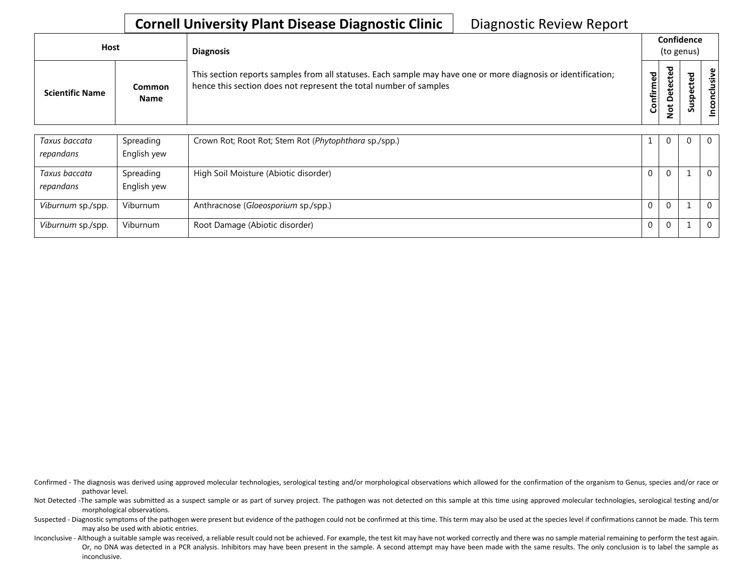**Cornell University Plant Disease Diagnostic Clinic** Diagnostic Review Report

| Host | | Diagnosis | Confidence (to genus) | | | |
|---|---|---|---|---|---|---|
| Scientific Name | Common Name | This section reports samples from all statuses. Each sample may have one or more diagnosis or identification; hence this section does not represent the total number of samples | Confirmed | Not Detected | Suspected | Inconclusive |
| *Taxus baccata repandans* | Spreading English yew | Crown Rot; Root Rot; Stem Rot (*Phytophthora* sp./spp.) | 1 | 0 | 0 | 0 |
| *Taxus baccata repandans* | Spreading English yew | High Soil Moisture (Abiotic disorder) | 0 | 0 | 1 | 0 |
| *Viburnum* sp./spp. | Viburnum | Anthracnose (*Gloeosporium* sp./spp.) | 0 | 0 | 1 | 0 |
| *Viburnum* sp./spp. | Viburnum | Root Damage (Abiotic disorder) | 0 | 0 | 1 | 0 |

Confirmed - The diagnosis was derived using approved molecular technologies, serological testing and/or morphological observations which allowed for the confirmation of the organism to Genus, species and/or race or pathovar level.

Not Detected -The sample was submitted as a suspect sample or as part of survey project. The pathogen was not detected on this sample at this time using approved molecular technologies, serological testing and/or morphological observations.

Suspected - Diagnostic symptoms of the pathogen were present but evidence of the pathogen could not be confirmed at this time. This term may also be used at the species level if confirmations cannot be made. This term may also be used with abiotic entries.

Inconclusive - Although a suitable sample was received, a reliable result could not be achieved. For example, the test kit may have not worked correctly and there was no sample material remaining to perform the test again. Or, no DNA was detected in a PCR analysis. Inhibitors may have been present in the sample. A second attempt may have been made with the same results. The only conclusion is to label the sample as inconclusive.